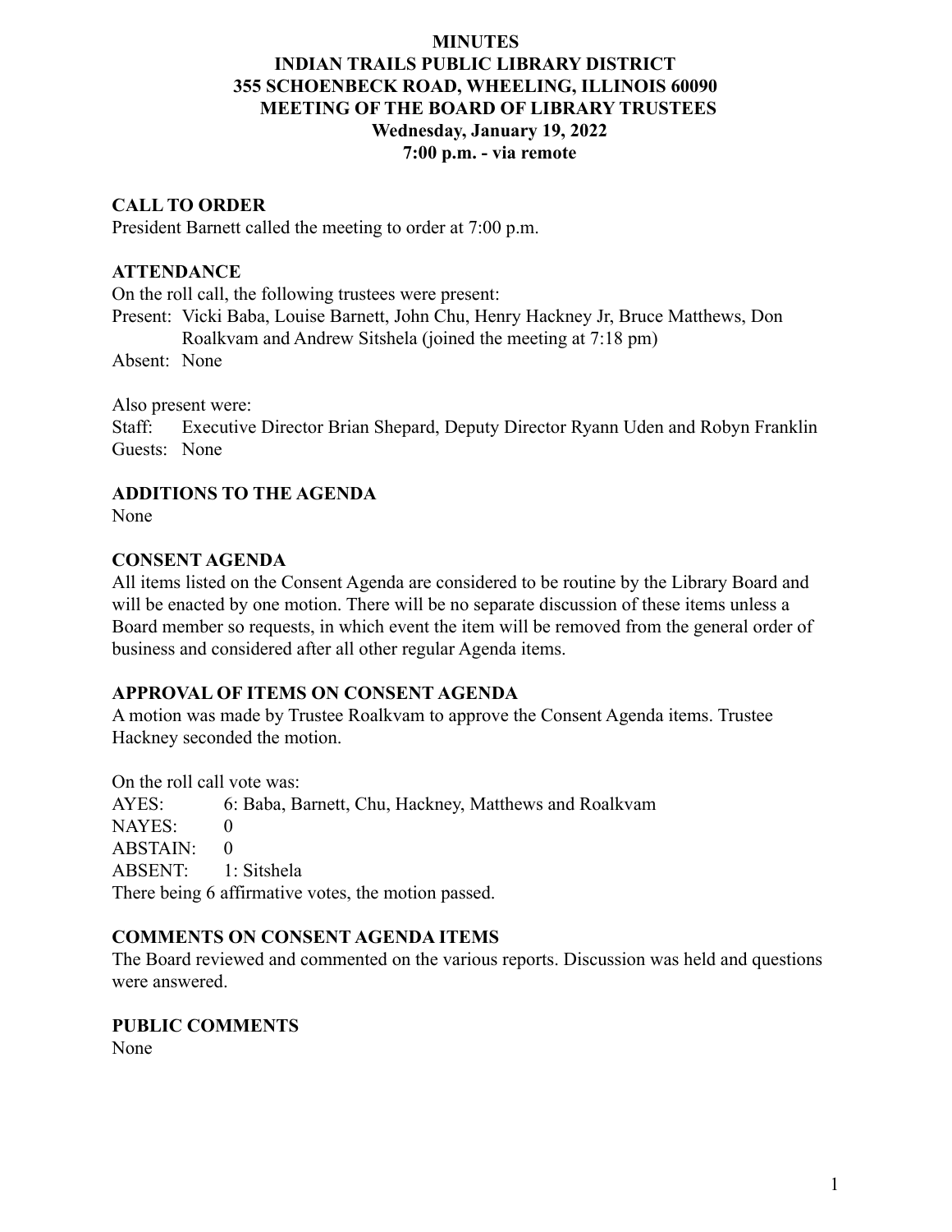**MINUTES**
**INDIAN TRAILS PUBLIC LIBRARY DISTRICT**
**355 SCHOENBECK ROAD, WHEELING, ILLINOIS 60090**
**MEETING OF THE BOARD OF LIBRARY TRUSTEES**
**Wednesday, January 19, 2022**
**7:00 p.m. - via remote**

## CALL TO ORDER

President Barnett called the meeting to order at 7:00 p.m.

## ATTENDANCE

On the roll call, the following trustees were present:

Present: Vicki Baba, Louise Barnett, John Chu, Henry Hackney Jr, Bruce Matthews, Don Roalkvam and Andrew Sitshela (joined the meeting at 7:18 pm)

Absent: None

Also present were:

Staff: Executive Director Brian Shepard, Deputy Director Ryann Uden and Robyn Franklin

Guests: None

## ADDITIONS TO THE AGENDA

None

## CONSENT AGENDA

All items listed on the Consent Agenda are considered to be routine by the Library Board and will be enacted by one motion. There will be no separate discussion of these items unless a Board member so requests, in which event the item will be removed from the general order of business and considered after all other regular Agenda items.

## APPROVAL OF ITEMS ON CONSENT AGENDA

A motion was made by Trustee Roalkvam to approve the Consent Agenda items. Trustee Hackney seconded the motion.

On the roll call vote was:

AYES: 6: Baba, Barnett, Chu, Hackney, Matthews and Roalkvam
NAYES: 0
ABSTAIN: 0
ABSENT: 1: Sitshela

There being 6 affirmative votes, the motion passed.

## COMMENTS ON CONSENT AGENDA ITEMS

The Board reviewed and commented on the various reports. Discussion was held and questions were answered.

## PUBLIC COMMENTS

None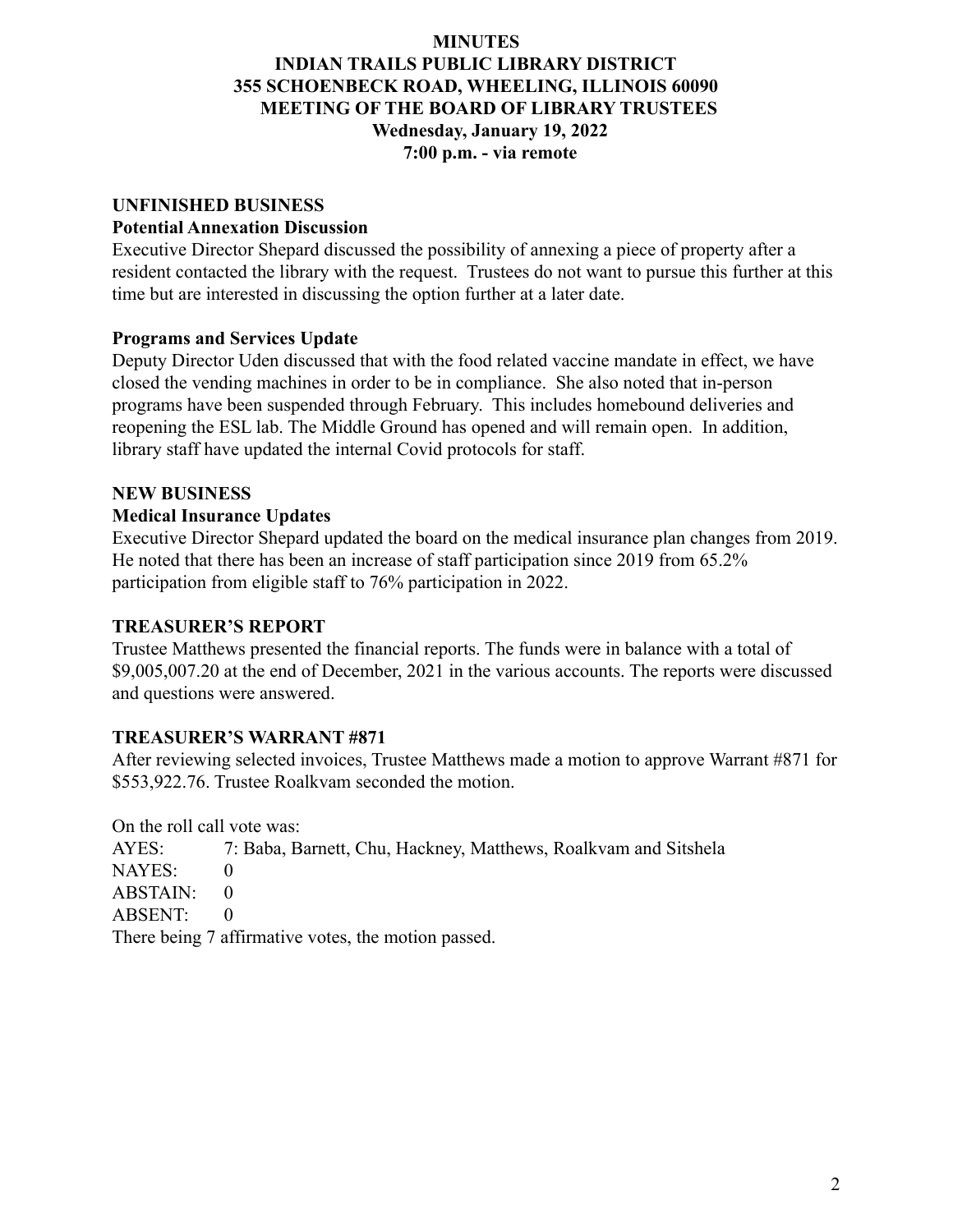**MINUTES**
**INDIAN TRAILS PUBLIC LIBRARY DISTRICT**
**355 SCHOENBECK ROAD, WHEELING, ILLINOIS 60090**
**MEETING OF THE BOARD OF LIBRARY TRUSTEES**
**Wednesday, January 19, 2022**
**7:00 p.m. - via remote**

## UNFINISHED BUSINESS

### Potential Annexation Discussion

Executive Director Shepard discussed the possibility of annexing a piece of property after a resident contacted the library with the request. Trustees do not want to pursue this further at this time but are interested in discussing the option further at a later date.

### Programs and Services Update

Deputy Director Uden discussed that with the food related vaccine mandate in effect, we have closed the vending machines in order to be in compliance. She also noted that in-person programs have been suspended through February. This includes homebound deliveries and reopening the ESL lab. The Middle Ground has opened and will remain open. In addition, library staff have updated the internal Covid protocols for staff.

## NEW BUSINESS

### Medical Insurance Updates

Executive Director Shepard updated the board on the medical insurance plan changes from 2019. He noted that there has been an increase of staff participation since 2019 from 65.2% participation from eligible staff to 76% participation in 2022.

## TREASURER'S REPORT

Trustee Matthews presented the financial reports. The funds were in balance with a total of $9,005,007.20 at the end of December, 2021 in the various accounts. The reports were discussed and questions were answered.

## TREASURER'S WARRANT #871

After reviewing selected invoices, Trustee Matthews made a motion to approve Warrant #871 for $553,922.76. Trustee Roalkvam seconded the motion.

On the roll call vote was:

AYES: 7: Baba, Barnett, Chu, Hackney, Matthews, Roalkvam and Sitshela
NAYES: 0
ABSTAIN: 0
ABSENT: 0

There being 7 affirmative votes, the motion passed.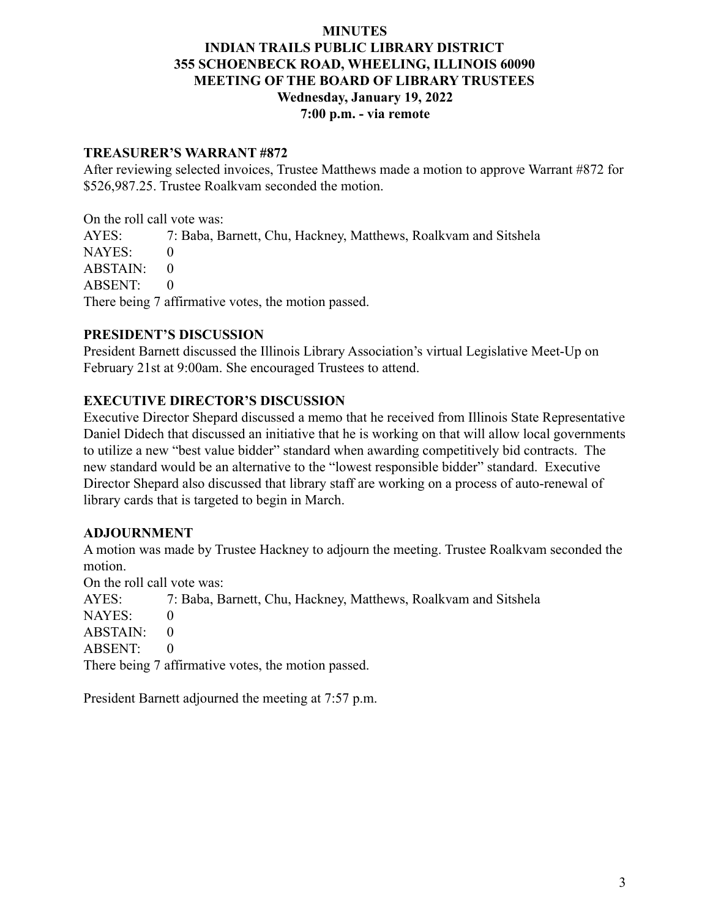# MINUTES
## INDIAN TRAILS PUBLIC LIBRARY DISTRICT
## 355 SCHOENBECK ROAD, WHEELING, ILLINOIS 60090
## MEETING OF THE BOARD OF LIBRARY TRUSTEES
## Wednesday, January 19, 2022
## 7:00 p.m. - via remote

### TREASURER'S WARRANT #872

After reviewing selected invoices, Trustee Matthews made a motion to approve Warrant #872 for $526,987.25. Trustee Roalkvam seconded the motion.

On the roll call vote was:

AYES: 7: Baba, Barnett, Chu, Hackney, Matthews, Roalkvam and Sitshela
NAYES: 0
ABSTAIN: 0
ABSENT: 0

There being 7 affirmative votes, the motion passed.

### PRESIDENT'S DISCUSSION

President Barnett discussed the Illinois Library Association's virtual Legislative Meet-Up on February 21st at 9:00am. She encouraged Trustees to attend.

### EXECUTIVE DIRECTOR'S DISCUSSION

Executive Director Shepard discussed a memo that he received from Illinois State Representative Daniel Didech that discussed an initiative that he is working on that will allow local governments to utilize a new "best value bidder" standard when awarding competitively bid contracts. The new standard would be an alternative to the "lowest responsible bidder" standard. Executive Director Shepard also discussed that library staff are working on a process of auto-renewal of library cards that is targeted to begin in March.

### ADJOURNMENT

A motion was made by Trustee Hackney to adjourn the meeting. Trustee Roalkvam seconded the motion.

On the roll call vote was:

AYES: 7: Baba, Barnett, Chu, Hackney, Matthews, Roalkvam and Sitshela
NAYES: 0
ABSTAIN: 0
ABSENT: 0

There being 7 affirmative votes, the motion passed.

President Barnett adjourned the meeting at 7:57 p.m.